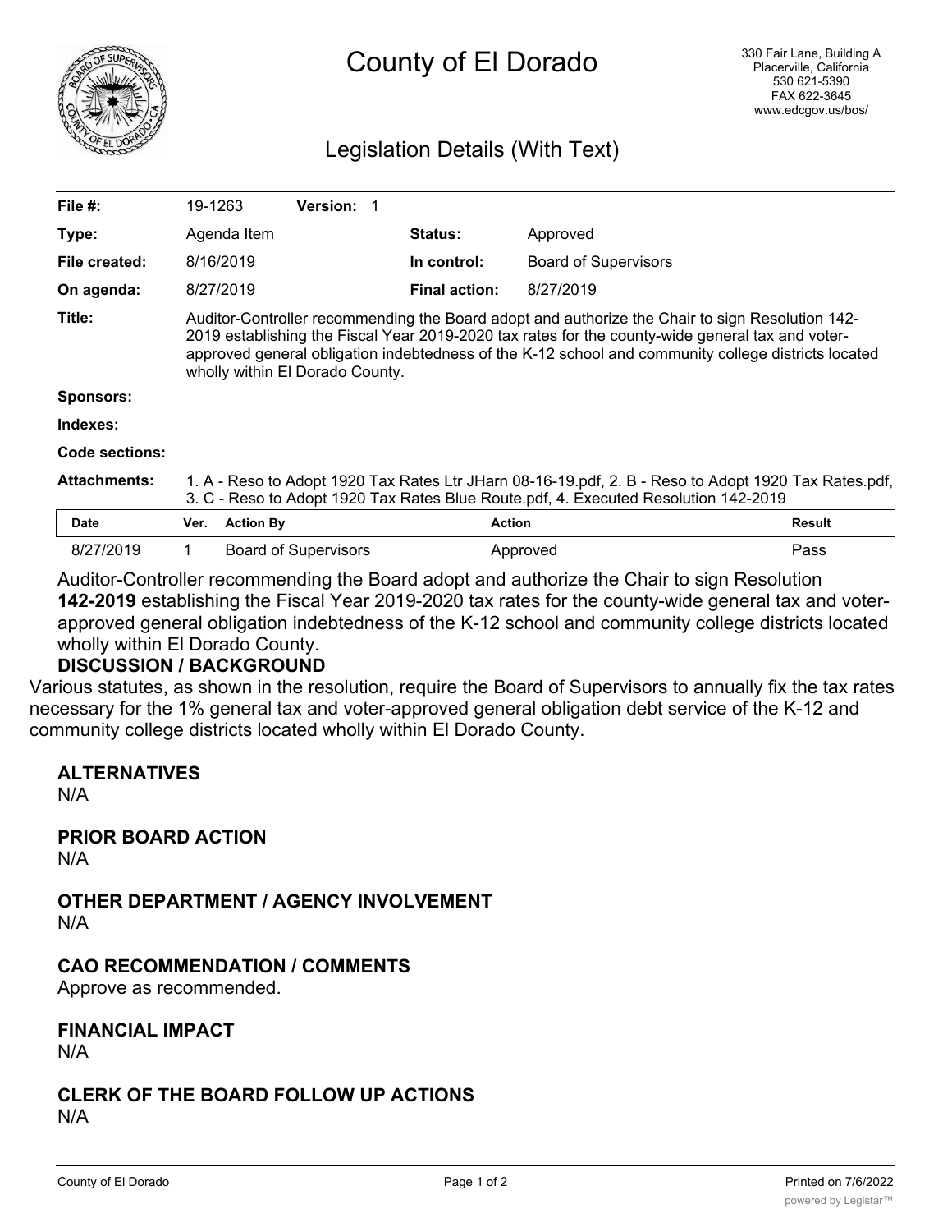# County of El Dorado

330 Fair Lane, Building A
Placerville, California
530 621-5390
FAX 622-3645
www.edcgov.us/bos/

## Legislation Details (With Text)

| | | | |
|---|---|---|---|
| **File #:** | 19-1263 **Version:** 1 | | |
| **Type:** | Agenda Item | **Status:** | Approved |
| **File created:** | 8/16/2019 | **In control:** | Board of Supervisors |
| **On agenda:** | 8/27/2019 | **Final action:** | 8/27/2019 |

**Title:** Auditor-Controller recommending the Board adopt and authorize the Chair to sign Resolution 142-2019 establishing the Fiscal Year 2019-2020 tax rates for the county-wide general tax and voter-approved general obligation indebtedness of the K-12 school and community college districts located wholly within El Dorado County.

**Sponsors:**

**Indexes:**

**Code sections:**

**Attachments:** 1. A - Reso to Adopt 1920 Tax Rates Ltr JHarn 08-16-19.pdf, 2. B - Reso to Adopt 1920 Tax Rates.pdf, 3. C - Reso to Adopt 1920 Tax Rates Blue Route.pdf, 4. Executed Resolution 142-2019

| Date | Ver. | Action By | Action | Result |
|---|---|---|---|---|
| 8/27/2019 | 1 | Board of Supervisors | Approved | Pass |

Auditor-Controller recommending the Board adopt and authorize the Chair to sign Resolution **142-2019** establishing the Fiscal Year 2019-2020 tax rates for the county-wide general tax and voter-approved general obligation indebtedness of the K-12 school and community college districts located wholly within El Dorado County.

**DISCUSSION / BACKGROUND**

Various statutes, as shown in the resolution, require the Board of Supervisors to annually fix the tax rates necessary for the 1% general tax and voter-approved general obligation debt service of the K-12 and community college districts located wholly within El Dorado County.

**ALTERNATIVES**

N/A

**PRIOR BOARD ACTION**

N/A

**OTHER DEPARTMENT / AGENCY INVOLVEMENT**

N/A

**CAO RECOMMENDATION / COMMENTS**

Approve as recommended.

**FINANCIAL IMPACT**

N/A

**CLERK OF THE BOARD FOLLOW UP ACTIONS**

N/A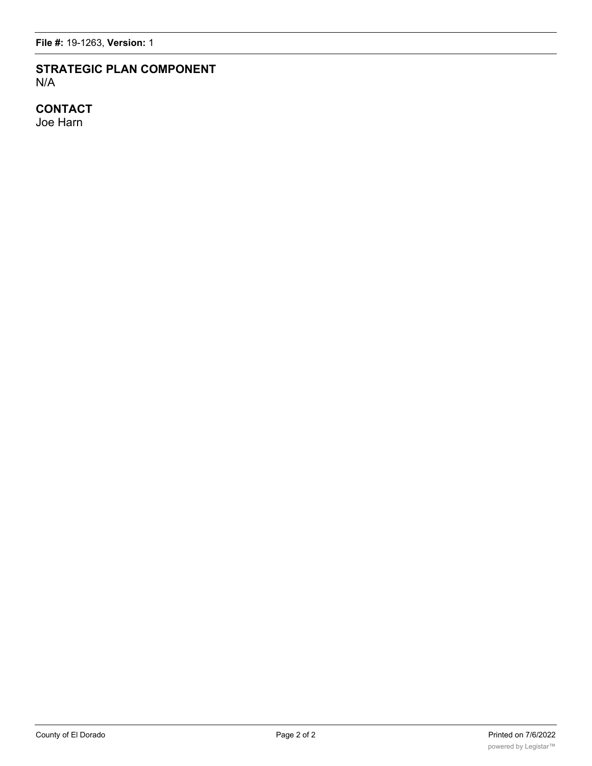## STRATEGIC PLAN COMPONENT

N/A

## CONTACT

Joe Harn